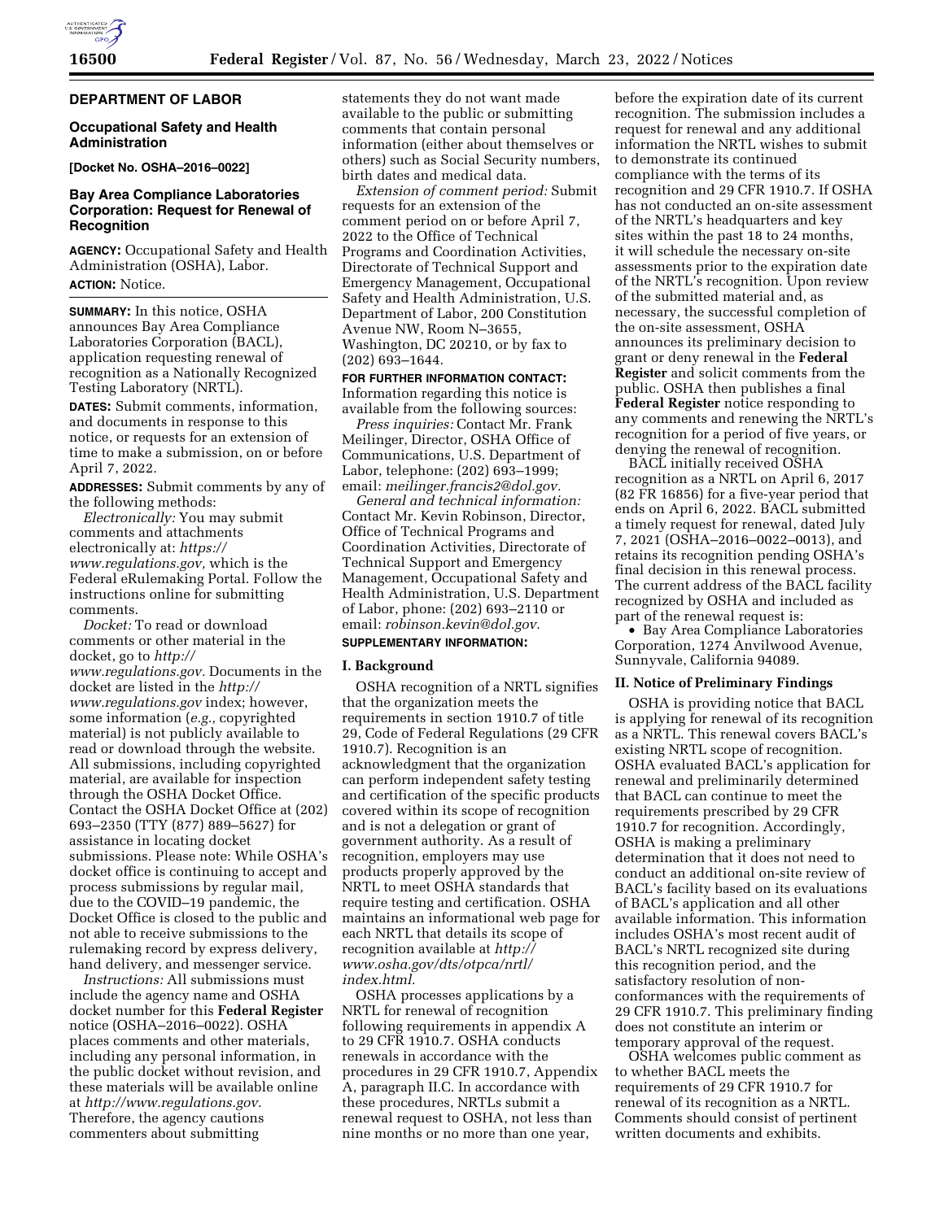**DEPARTMENT OF LABOR**

**Occupational Safety and Health Administration**

**[Docket No. OSHA–2016–0022]**

## Bay Area Compliance Laboratories Corporation: Request for Renewal of Recognition

**AGENCY:** Occupational Safety and Health Administration (OSHA), Labor.

**ACTION:** Notice.

**SUMMARY:** In this notice, OSHA announces Bay Area Compliance Laboratories Corporation (BACL), application requesting renewal of recognition as a Nationally Recognized Testing Laboratory (NRTL).

**DATES:** Submit comments, information, and documents in response to this notice, or requests for an extension of time to make a submission, on or before April 7, 2022.

**ADDRESSES:** Submit comments by any of the following methods:

*Electronically:* You may submit comments and attachments electronically at: *https://www.regulations.gov,* which is the Federal eRulemaking Portal. Follow the instructions online for submitting comments.

*Docket:* To read or download comments or other material in the docket, go to *http://www.regulations.gov.* Documents in the docket are listed in the *http://www.regulations.gov* index; however, some information (*e.g.,* copyrighted material) is not publicly available to read or download through the website. All submissions, including copyrighted material, are available for inspection through the OSHA Docket Office. Contact the OSHA Docket Office at (202) 693–2350 (TTY (877) 889–5627) for assistance in locating docket submissions. Please note: While OSHA's docket office is continuing to accept and process submissions by regular mail, due to the COVID–19 pandemic, the Docket Office is closed to the public and not able to receive submissions to the rulemaking record by express delivery, hand delivery, and messenger service.

*Instructions:* All submissions must include the agency name and OSHA docket number for this **Federal Register** notice (OSHA–2016–0022). OSHA places comments and other materials, including any personal information, in the public docket without revision, and these materials will be available online at *http://www.regulations.gov.* Therefore, the agency cautions commenters about submitting statements they do not want made available to the public or submitting comments that contain personal information (either about themselves or others) such as Social Security numbers, birth dates and medical data.

*Extension of comment period:* Submit requests for an extension of the comment period on or before April 7, 2022 to the Office of Technical Programs and Coordination Activities, Directorate of Technical Support and Emergency Management, Occupational Safety and Health Administration, U.S. Department of Labor, 200 Constitution Avenue NW, Room N–3655, Washington, DC 20210, or by fax to (202) 693–1644.

**FOR FURTHER INFORMATION CONTACT:** Information regarding this notice is available from the following sources:

*Press inquiries:* Contact Mr. Frank Meilinger, Director, OSHA Office of Communications, U.S. Department of Labor, telephone: (202) 693–1999; email: *meilinger.francis2@dol.gov.*

*General and technical information:* Contact Mr. Kevin Robinson, Director, Office of Technical Programs and Coordination Activities, Directorate of Technical Support and Emergency Management, Occupational Safety and Health Administration, U.S. Department of Labor, phone: (202) 693–2110 or email: *robinson.kevin@dol.gov.*

**SUPPLEMENTARY INFORMATION:**

### I. Background

OSHA recognition of a NRTL signifies that the organization meets the requirements in section 1910.7 of title 29, Code of Federal Regulations (29 CFR 1910.7). Recognition is an acknowledgment that the organization can perform independent safety testing and certification of the specific products covered within its scope of recognition and is not a delegation or grant of government authority. As a result of recognition, employers may use products properly approved by the NRTL to meet OSHA standards that require testing and certification. OSHA maintains an informational web page for each NRTL that details its scope of recognition available at *http://www.osha.gov/dts/otpca/nrtl/index.html.*

OSHA processes applications by a NRTL for renewal of recognition following requirements in appendix A to 29 CFR 1910.7. OSHA conducts renewals in accordance with the procedures in 29 CFR 1910.7, Appendix A, paragraph II.C. In accordance with these procedures, NRTLs submit a renewal request to OSHA, not less than nine months or no more than one year, before the expiration date of its current recognition. The submission includes a request for renewal and any additional information the NRTL wishes to submit to demonstrate its continued compliance with the terms of its recognition and 29 CFR 1910.7. If OSHA has not conducted an on-site assessment of the NRTL's headquarters and key sites within the past 18 to 24 months, it will schedule the necessary on-site assessments prior to the expiration date of the NRTL's recognition. Upon review of the submitted material and, as necessary, the successful completion of the on-site assessment, OSHA announces its preliminary decision to grant or deny renewal in the **Federal Register** and solicit comments from the public. OSHA then publishes a final **Federal Register** notice responding to any comments and renewing the NRTL's recognition for a period of five years, or denying the renewal of recognition.

BACL initially received OSHA recognition as a NRTL on April 6, 2017 (82 FR 16856) for a five-year period that ends on April 6, 2022. BACL submitted a timely request for renewal, dated July 7, 2021 (OSHA–2016–0022–0013), and retains its recognition pending OSHA's final decision in this renewal process. The current address of the BACL facility recognized by OSHA and included as part of the renewal request is:

- Bay Area Compliance Laboratories Corporation, 1274 Anvilwood Avenue, Sunnyvale, California 94089.

### II. Notice of Preliminary Findings

OSHA is providing notice that BACL is applying for renewal of its recognition as a NRTL. This renewal covers BACL's existing NRTL scope of recognition. OSHA evaluated BACL's application for renewal and preliminarily determined that BACL can continue to meet the requirements prescribed by 29 CFR 1910.7 for recognition. Accordingly, OSHA is making a preliminary determination that it does not need to conduct an additional on-site review of BACL's facility based on its evaluations of BACL's application and all other available information. This information includes OSHA's most recent audit of BACL's NRTL recognized site during this recognition period, and the satisfactory resolution of non-conformances with the requirements of 29 CFR 1910.7. This preliminary finding does not constitute an interim or temporary approval of the request.

OSHA welcomes public comment as to whether BACL meets the requirements of 29 CFR 1910.7 for renewal of its recognition as a NRTL. Comments should consist of pertinent written documents and exhibits.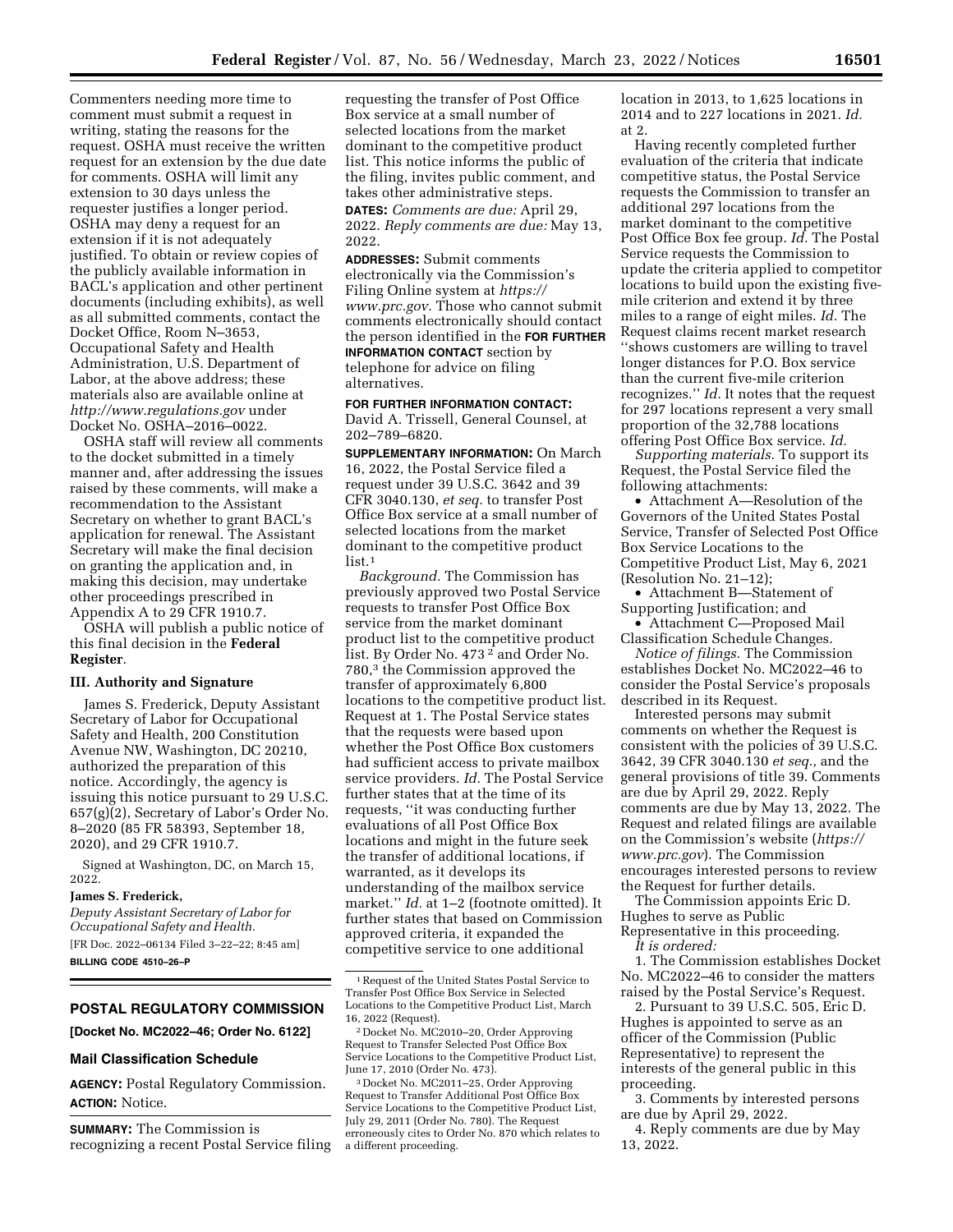Commenters needing more time to comment must submit a request in writing, stating the reasons for the request. OSHA must receive the written request for an extension by the due date for comments. OSHA will limit any extension to 30 days unless the requester justifies a longer period. OSHA may deny a request for an extension if it is not adequately justified. To obtain or review copies of the publicly available information in BACL's application and other pertinent documents (including exhibits), as well as all submitted comments, contact the Docket Office, Room N–3653, Occupational Safety and Health Administration, U.S. Department of Labor, at the above address; these materials also are available online at *http://www.regulations.gov* under Docket No. OSHA–2016–0022.

OSHA staff will review all comments to the docket submitted in a timely manner and, after addressing the issues raised by these comments, will make a recommendation to the Assistant Secretary on whether to grant BACL's application for renewal. The Assistant Secretary will make the final decision on granting the application and, in making this decision, may undertake other proceedings prescribed in Appendix A to 29 CFR 1910.7.

OSHA will publish a public notice of this final decision in the **Federal Register**.

### III. Authority and Signature

James S. Frederick, Deputy Assistant Secretary of Labor for Occupational Safety and Health, 200 Constitution Avenue NW, Washington, DC 20210, authorized the preparation of this notice. Accordingly, the agency is issuing this notice pursuant to 29 U.S.C. 657(g)(2), Secretary of Labor's Order No. 8–2020 (85 FR 58393, September 18, 2020), and 29 CFR 1910.7.

Signed at Washington, DC, on March 15, 2022.

**James S. Frederick,**

*Deputy Assistant Secretary of Labor for Occupational Safety and Health.*

[FR Doc. 2022–06134 Filed 3–22–22; 8:45 am]

**BILLING CODE 4510–26–P**

## POSTAL REGULATORY COMMISSION

**[Docket No. MC2022–46; Order No. 6122]**

### Mail Classification Schedule

**AGENCY:** Postal Regulatory Commission.

**ACTION:** Notice.

**SUMMARY:** The Commission is recognizing a recent Postal Service filing requesting the transfer of Post Office Box service at a small number of selected locations from the market dominant to the competitive product list. This notice informs the public of the filing, invites public comment, and takes other administrative steps.

**DATES:** *Comments are due:* April 29, 2022. *Reply comments are due:* May 13, 2022.

**ADDRESSES:** Submit comments electronically via the Commission's Filing Online system at *https://www.prc.gov*. Those who cannot submit comments electronically should contact the person identified in the **FOR FURTHER INFORMATION CONTACT** section by telephone for advice on filing alternatives.

**FOR FURTHER INFORMATION CONTACT:** David A. Trissell, General Counsel, at 202–789–6820.

**SUPPLEMENTARY INFORMATION:** On March 16, 2022, the Postal Service filed a request under 39 U.S.C. 3642 and 39 CFR 3040.130, *et seq.* to transfer Post Office Box service at a small number of selected locations from the market dominant to the competitive product list.[1]

*Background.* The Commission has previously approved two Postal Service requests to transfer Post Office Box service from the market dominant product list to the competitive product list. By Order No. 473[2] and Order No. 780,[3] the Commission approved the transfer of approximately 6,800 locations to the competitive product list. Request at 1. The Postal Service states that the requests were based upon whether the Post Office Box customers had sufficient access to private mailbox service providers. *Id.* The Postal Service further states that at the time of its requests, "it was conducting further evaluations of all Post Office Box locations and might in the future seek the transfer of additional locations, if warranted, as it develops its understanding of the mailbox service market." *Id.* at 1–2 (footnote omitted). It further states that based on Commission approved criteria, it expanded the competitive service to one additional location in 2013, to 1,625 locations in 2014 and to 227 locations in 2021. *Id.* at 2.

Having recently completed further evaluation of the criteria that indicate competitive status, the Postal Service requests the Commission to transfer an additional 297 locations from the market dominant to the competitive Post Office Box fee group. *Id.* The Postal Service requests the Commission to update the criteria applied to competitor locations to build upon the existing five-mile criterion and extend it by three miles to a range of eight miles. *Id.* The Request claims recent market research "shows customers are willing to travel longer distances for P.O. Box service than the current five-mile criterion recognizes." *Id.* It notes that the request for 297 locations represent a very small proportion of the 32,788 locations offering Post Office Box service. *Id.*

*Supporting materials.* To support its Request, the Postal Service filed the following attachments:

- Attachment A—Resolution of the Governors of the United States Postal Service, Transfer of Selected Post Office Box Service Locations to the Competitive Product List, May 6, 2021 (Resolution No. 21–12);
- Attachment B—Statement of Supporting Justification; and
- Attachment C—Proposed Mail Classification Schedule Changes.

*Notice of filings.* The Commission establishes Docket No. MC2022–46 to consider the Postal Service's proposals described in its Request.

Interested persons may submit comments on whether the Request is consistent with the policies of 39 U.S.C. 3642, 39 CFR 3040.130 *et seq.,* and the general provisions of title 39. Comments are due by April 29, 2022. Reply comments are due by May 13, 2022. The Request and related filings are available on the Commission's website (*https://www.prc.gov*). The Commission encourages interested persons to review the Request for further details.

The Commission appoints Eric D. Hughes to serve as Public Representative in this proceeding.

*It is ordered:*

1. The Commission establishes Docket No. MC2022–46 to consider the matters raised by the Postal Service's Request.

2. Pursuant to 39 U.S.C. 505, Eric D. Hughes is appointed to serve as an officer of the Commission (Public Representative) to represent the interests of the general public in this proceeding.

3. Comments by interested persons are due by April 29, 2022.

4. Reply comments are due by May 13, 2022.

---

[1] Request of the United States Postal Service to Transfer Post Office Box Service in Selected Locations to the Competitive Product List, March 16, 2022 (Request).

[2] Docket No. MC2010–20, Order Approving Request to Transfer Selected Post Office Box Service Locations to the Competitive Product List, June 17, 2010 (Order No. 473).

[3] Docket No. MC2011–25, Order Approving Request to Transfer Additional Post Office Box Service Locations to the Competitive Product List, July 29, 2011 (Order No. 780). The Request erroneously cites to Order No. 870 which relates to a different proceeding.